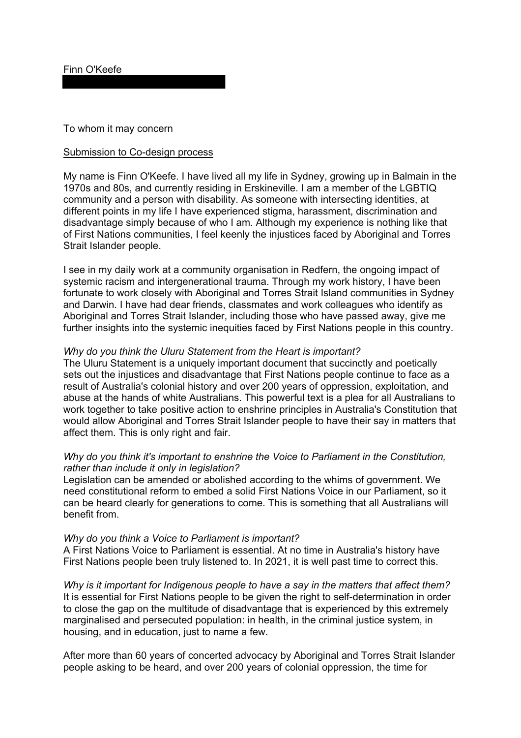Finn O'Keefe

To whom it may concern

<u>Submission to Co-design process</u>

My name is Finn O'Keefe. I have lived all my life in Sydney, growing up in Balmain in the 1970s and 80s, and currently residing in Erskineville. I am a member of the LGBTIQ community and a person with disability. As someone with intersecting identities, at different points in my life I have experienced stigma, harassment, discrimination and disadvantage simply because of who I am. Although my experience is nothing like that of First Nations communities, I feel keenly the injustices faced by Aboriginal and Torres Strait Islander people.

I see in my daily work at a community organisation in Redfern, the ongoing impact of systemic racism and intergenerational trauma. Through my work history, I have been fortunate to work closely with Aboriginal and Torres Strait Island communities in Sydney and Darwin. I have had dear friends, classmates and work colleagues who identify as Aboriginal and Torres Strait Islander, including those who have passed away, give me further insights into the systemic inequities faced by First Nations people in this country.

*Why do you think the Uluru Statement from the Heart is important?*
The Uluru Statement is a uniquely important document that succinctly and poetically sets out the injustices and disadvantage that First Nations people continue to face as a result of Australia's colonial history and over 200 years of oppression, exploitation, and abuse at the hands of white Australians. This powerful text is a plea for all Australians to work together to take positive action to enshrine principles in Australia's Constitution that would allow Aboriginal and Torres Strait Islander people to have their say in matters that affect them. This is only right and fair.

*Why do you think it's important to enshrine the Voice to Parliament in the Constitution, rather than include it only in legislation?*
Legislation can be amended or abolished according to the whims of government. We need constitutional reform to embed a solid First Nations Voice in our Parliament, so it can be heard clearly for generations to come. This is something that all Australians will benefit from.

*Why do you think a Voice to Parliament is important?*
A First Nations Voice to Parliament is essential. At no time in Australia's history have First Nations people been truly listened to. In 2021, it is well past time to correct this.

*Why is it important for Indigenous people to have a say in the matters that affect them?*
It is essential for First Nations people to be given the right to self-determination in order to close the gap on the multitude of disadvantage that is experienced by this extremely marginalised and persecuted population: in health, in the criminal justice system, in housing, and in education, just to name a few.

After more than 60 years of concerted advocacy by Aboriginal and Torres Strait Islander people asking to be heard, and over 200 years of colonial oppression, the time for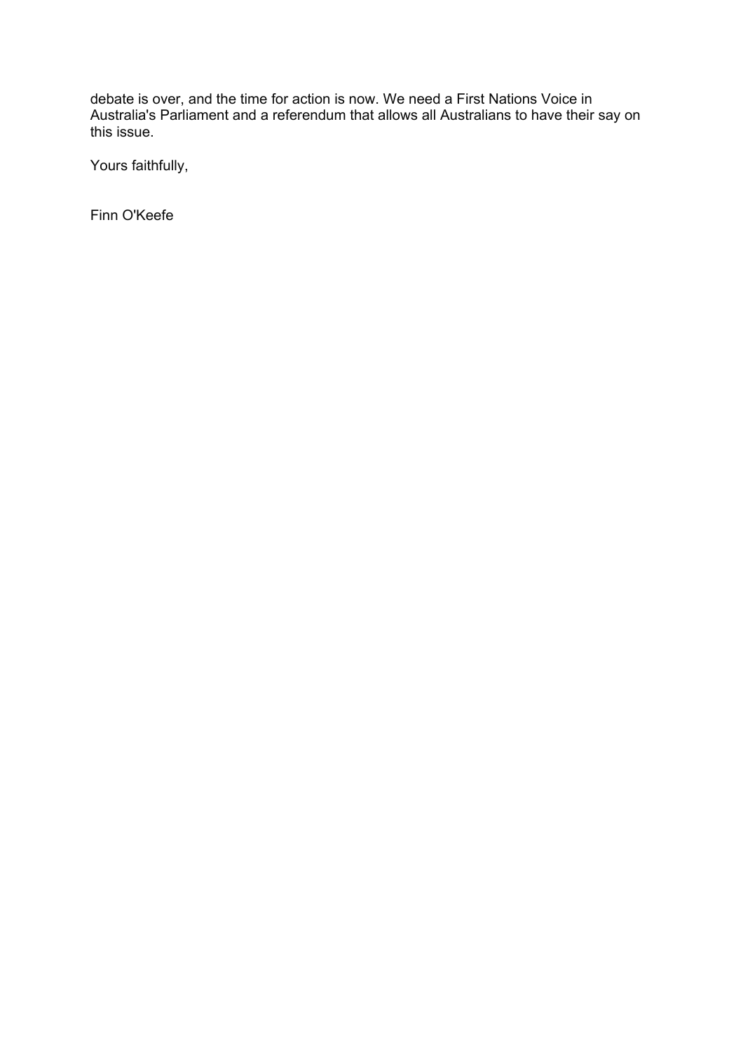debate is over, and the time for action is now. We need a First Nations Voice in Australia's Parliament and a referendum that allows all Australians to have their say on this issue.

Yours faithfully,

Finn O'Keefe